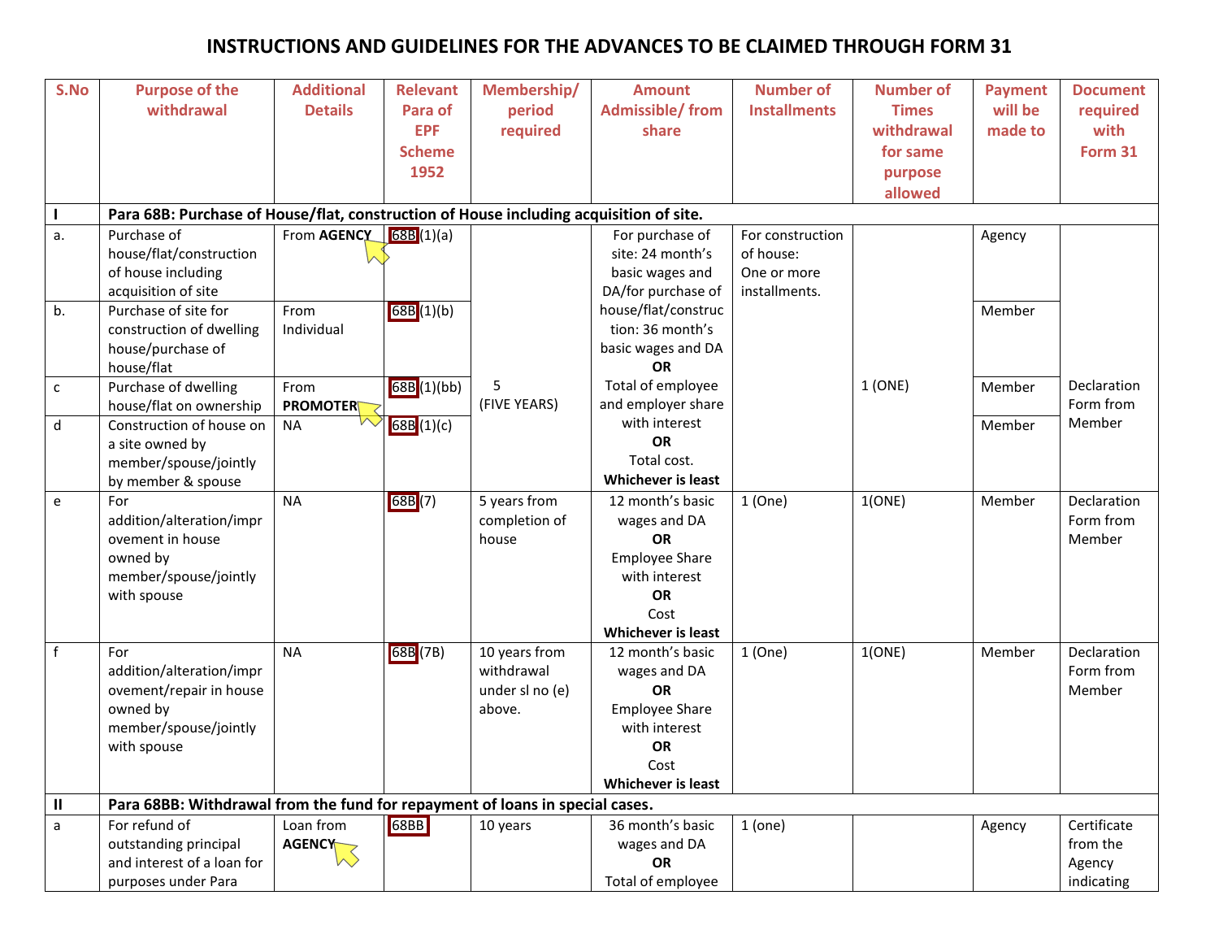# INSTRUCTIONS AND GUIDELINES FOR THE ADVANCES TO BE CLAIMED THROUGH FORM 31

| S.No | Purpose of the withdrawal | Additional Details | Relevant Para of EPF Scheme 1952 | Membership/ period required | Amount Admissible/ from share | Number of Installments | Number of Times withdrawal for same purpose allowed | Payment will be made to | Document required with Form 31 |
|---|---|---|---|---|---|---|---|---|---|
| I | **Para 68B: Purchase of House/flat, construction of House including acquisition of site.** | | | | | | | | |
| a. | Purchase of house/flat/construction of house including acquisition of site | From **AGENCY** | 68B(1)(a) | 5 (FIVE YEARS) | For purchase of site: 24 month's basic wages and DA/for purchase of house/flat/construction: 36 month's basic wages and DA **OR** Total of employee and employer share with interest **OR** Total cost. **Whichever is least** | For construction of house: One or more installments. | 1 (ONE) | Agency | Declaration Form from Member |
| b. | Purchase of site for construction of dwelling house/purchase of house/flat | From Individual | 68B(1)(b) | | | | | Member | |
| c | Purchase of dwelling house/flat on ownership | From **PROMOTER** | 68B(1)(bb) | | | | | Member | |
| d | Construction of house on a site owned by member/spouse/jointly by member & spouse | NA | 68B(1)(c) | | | | | Member | |
| e | For addition/alteration/improvement in house owned by member/spouse/jointly with spouse | NA | 68B(7) | 5 years from completion of house | 12 month's basic wages and DA **OR** Employee Share with interest **OR** Cost **Whichever is least** | 1 (One) | 1(ONE) | Member | Declaration Form from Member |
| f | For addition/alteration/improvement/repair in house owned by member/spouse/jointly with spouse | NA | 68B(7B) | 10 years from withdrawal under sl no (e) above. | 12 month's basic wages and DA **OR** Employee Share with interest **OR** Cost **Whichever is least** | 1 (One) | 1(ONE) | Member | Declaration Form from Member |
| II | **Para 68BB: Withdrawal from the fund for repayment of loans in special cases.** | | | | | | | | |
| a | For refund of outstanding principal and interest of a loan for purposes under Para | Loan from **AGENCY** | 68BB | 10 years | 36 month's basic wages and DA **OR** Total of employee | 1 (one) | | Agency | Certificate from the Agency indicating |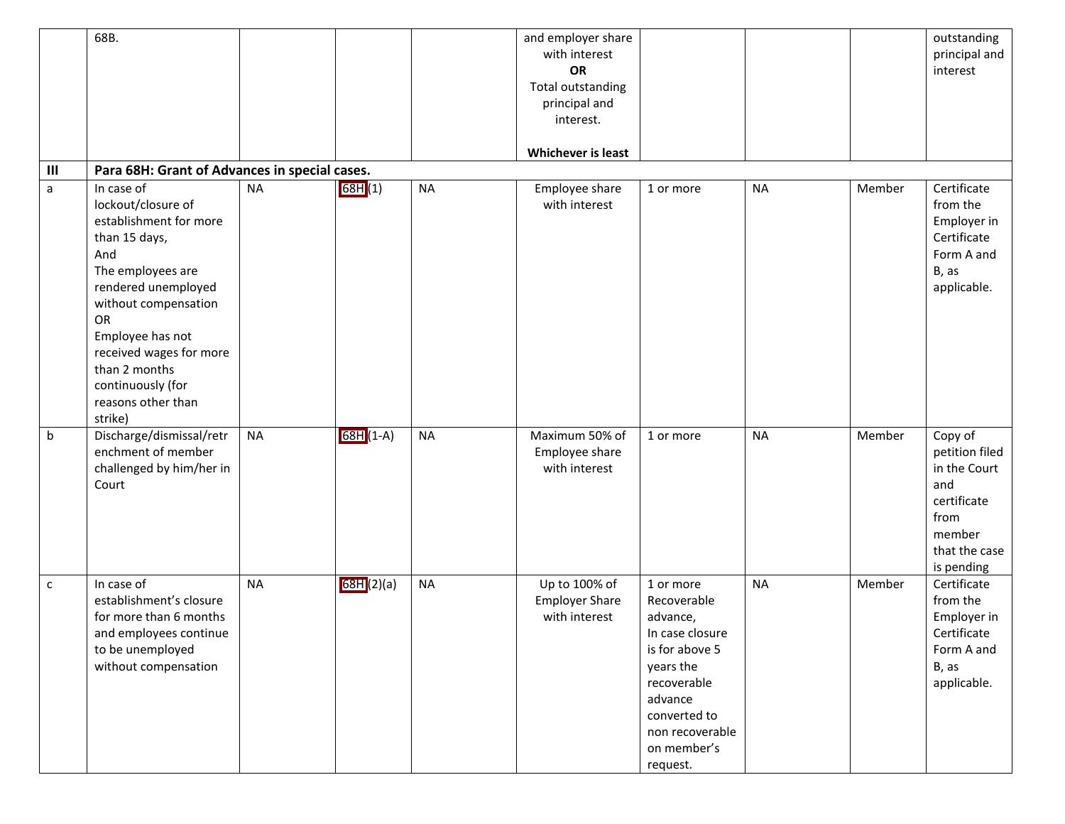| | | | | | | | | | |
|---|---|---|---|---|---|---|---|---|---|
| | 68B. | | | | and employer share with interest **OR** Total outstanding principal and interest. **Whichever is least** | | | | outstanding principal and interest |
| **III** | **Para 68H: Grant of Advances in special cases.** | | | | | | | | |
| a | In case of lockout/closure of establishment for more than 15 days, And The employees are rendered unemployed without compensation OR Employee has not received wages for more than 2 months continuously (for reasons other than strike) | NA | 68H (1) | NA | Employee share with interest | 1 or more | NA | Member | Certificate from the Employer in Certificate Form A and B, as applicable. |
| b | Discharge/dismissal/retrenchment of member challenged by him/her in Court | NA | 68H (1-A) | NA | Maximum 50% of Employee share with interest | 1 or more | NA | Member | Copy of petition filed in the Court and certificate from member that the case is pending |
| c | In case of establishment's closure for more than 6 months and employees continue to be unemployed without compensation | NA | 68H (2)(a) | NA | Up to 100% of Employer Share with interest | 1 or more Recoverable advance, In case closure is for above 5 years the recoverable advance converted to non recoverable on member's request. | NA | Member | Certificate from the Employer in Certificate Form A and B, as applicable. |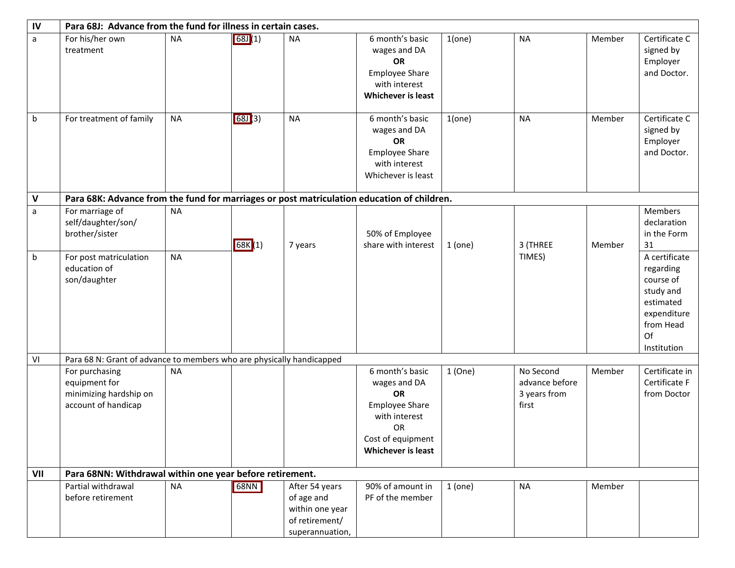| | | | | | | | | | |
|---|---|---|---|---|---|---|---|---|---|
| **IV** | **Para 68J: Advance from the fund for illness in certain cases.** | | | | | | | | |
| a | For his/her own treatment | NA | 68J(1) | NA | 6 month's basic wages and DA **OR** Employee Share with interest **Whichever is least** | 1(one) | NA | Member | Certificate C signed by Employer and Doctor. |
| b | For treatment of family | NA | 68J(3) | NA | 6 month's basic wages and DA **OR** Employee Share with interest Whichever is least | 1(one) | NA | Member | Certificate C signed by Employer and Doctor. |
| **V** | **Para 68K: Advance from the fund for marriages or post matriculation education of children.** | | | | | | | | |
| a | For marriage of self/daughter/son/ brother/sister | NA | 68K(1) | 7 years | 50% of Employee share with interest | 1 (one) | 3 (THREE TIMES) | Member | Members declaration in the Form 31 |
| b | For post matriculation education of son/daughter | NA | | | | | | | A certificate regarding course of study and estimated expenditure from Head Of Institution |
| VI | Para 68 N: Grant of advance to members who are physically handicapped | | | | | | | | |
| | For purchasing equipment for minimizing hardship on account of handicap | NA | | | 6 month's basic wages and DA **OR** Employee Share with interest OR Cost of equipment **Whichever is least** | 1 (One) | No Second advance before 3 years from first | Member | Certificate in Certificate F from Doctor |
| **VII** | **Para 68NN: Withdrawal within one year before retirement.** | | | | | | | | |
| | Partial withdrawal before retirement | NA | 68NN | After 54 years of age and within one year of retirement/ superannuation, | 90% of amount in PF of the member | 1 (one) | NA | Member | |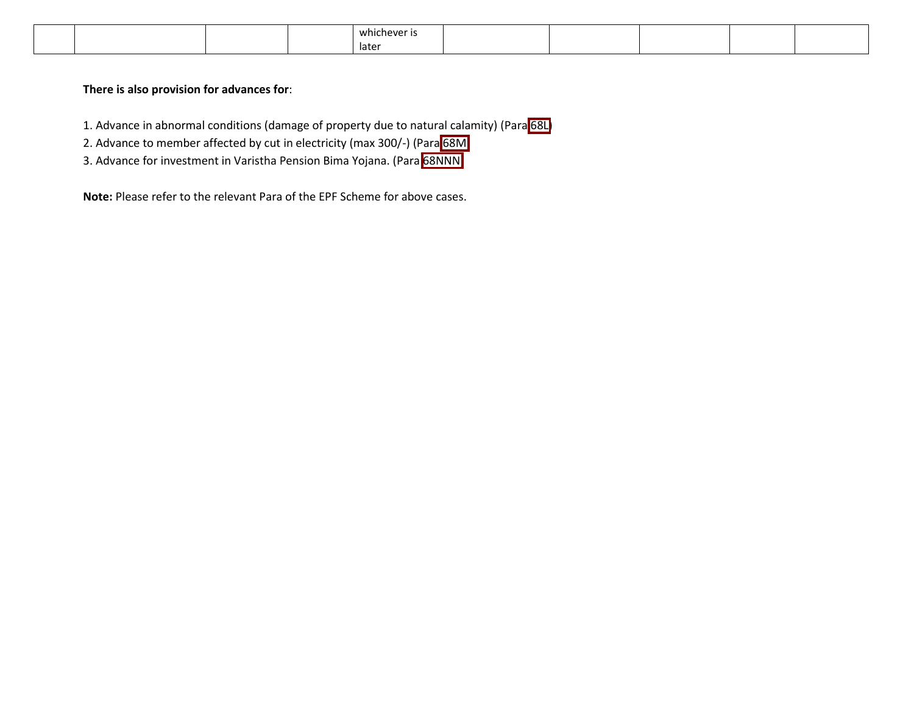| | | | | | | | | | |
|---|---|---|---|---|---|---|---|---|---|
| | | | | whichever is later | | | | | |

**There is also provision for advances for**:

1. Advance in abnormal conditions (damage of property due to natural calamity) (Para 68L)
2. Advance to member affected by cut in electricity (max 300/-) (Para 68M)
3. Advance for investment in Varistha Pension Bima Yojana. (Para 68NNN)

**Note:** Please refer to the relevant Para of the EPF Scheme for above cases.